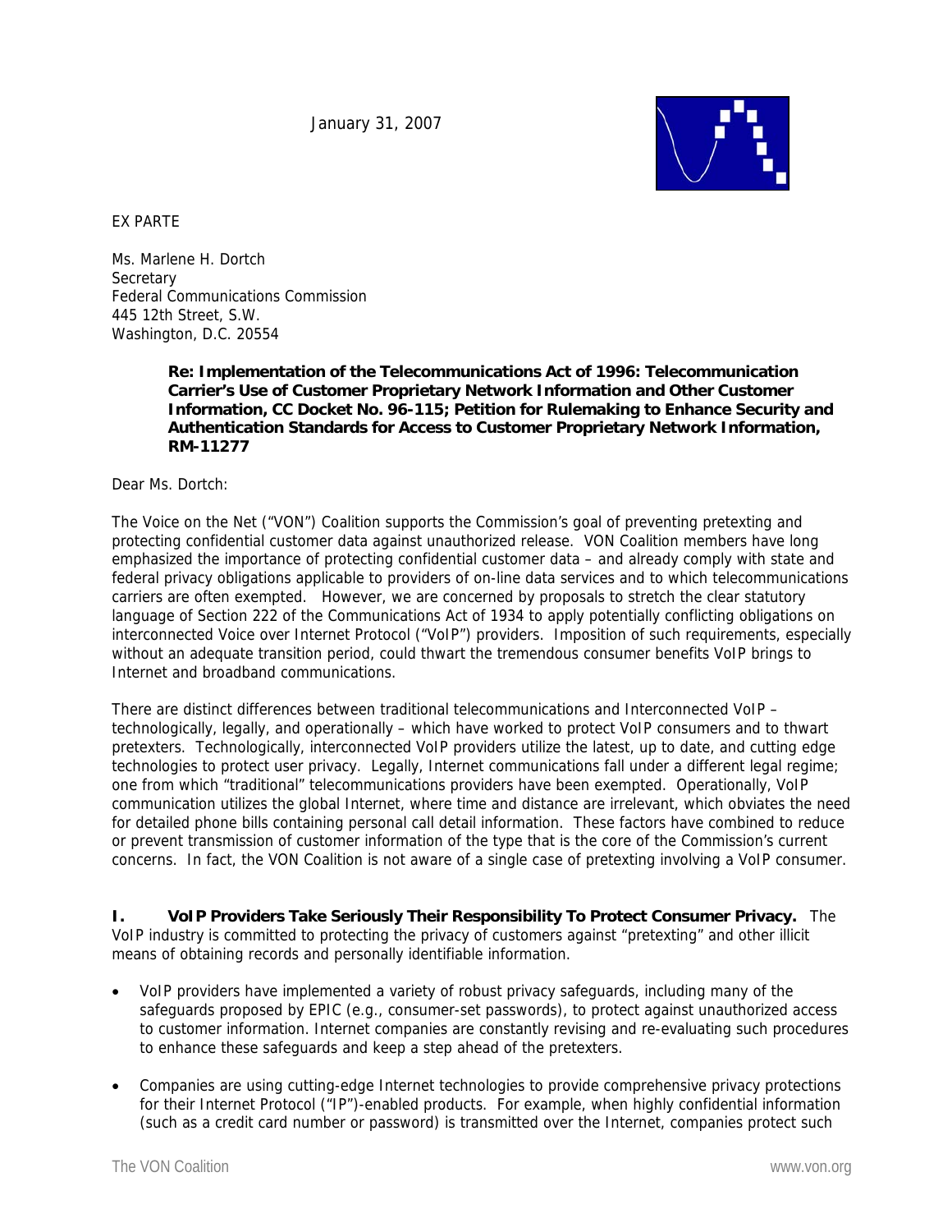January 31, 2007

EX PARTE

Ms. Marlene H. Dortch
Secretary
Federal Communications Commission
445 12th Street, S.W.
Washington, D.C. 20554

> **Re: Implementation of the Telecommunications Act of 1996: Telecommunication Carrier's Use of Customer Proprietary Network Information and Other Customer Information, CC Docket No. 96-115; Petition for Rulemaking to Enhance Security and Authentication Standards for Access to Customer Proprietary Network Information, RM-11277**

Dear Ms. Dortch:

The Voice on the Net ("VON") Coalition supports the Commission's goal of preventing pretexting and protecting confidential customer data against unauthorized release. VON Coalition members have long emphasized the importance of protecting confidential customer data – and already comply with state and federal privacy obligations applicable to providers of on-line data services and to which telecommunications carriers are often exempted. However, we are concerned by proposals to stretch the clear statutory language of Section 222 of the Communications Act of 1934 to apply potentially conflicting obligations on interconnected Voice over Internet Protocol ("VoIP") providers. Imposition of such requirements, especially without an adequate transition period, could thwart the tremendous consumer benefits VoIP brings to Internet and broadband communications.

There are distinct differences between traditional telecommunications and Interconnected VoIP – technologically, legally, and operationally – which have worked to protect VoIP consumers and to thwart pretexters. Technologically, interconnected VoIP providers utilize the latest, up to date, and cutting edge technologies to protect user privacy. Legally, Internet communications fall under a different legal regime; one from which "traditional" telecommunications providers have been exempted. Operationally, VoIP communication utilizes the global Internet, where time and distance are irrelevant, which obviates the need for detailed phone bills containing personal call detail information. These factors have combined to reduce or prevent transmission of customer information of the type that is the core of the Commission's current concerns. In fact, the VON Coalition is not aware of a single case of pretexting involving a VoIP consumer.

**I. VoIP Providers Take Seriously Their Responsibility To Protect Consumer Privacy.** The VoIP industry is committed to protecting the privacy of customers against "pretexting" and other illicit means of obtaining records and personally identifiable information.

- VoIP providers have implemented a variety of robust privacy safeguards, including many of the safeguards proposed by EPIC (e.g., consumer-set passwords), to protect against unauthorized access to customer information. Internet companies are constantly revising and re-evaluating such procedures to enhance these safeguards and keep a step ahead of the pretexters.
- Companies are using cutting-edge Internet technologies to provide comprehensive privacy protections for their Internet Protocol ("IP")-enabled products. For example, when highly confidential information (such as a credit card number or password) is transmitted over the Internet, companies protect such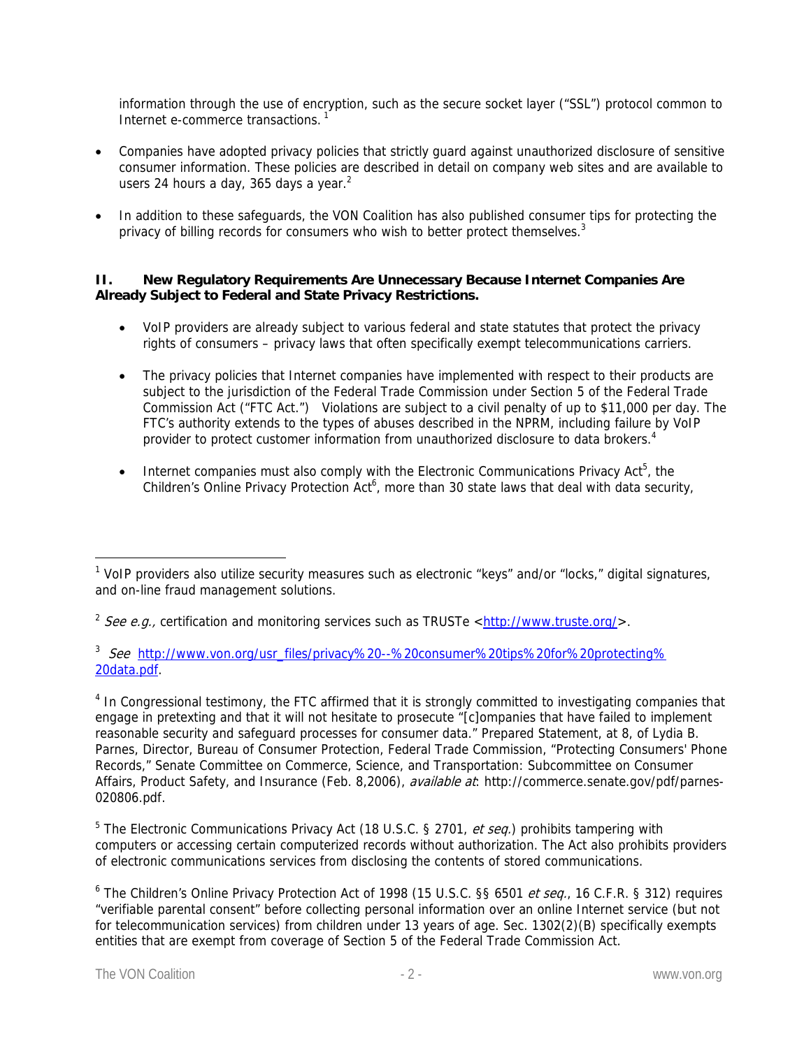information through the use of encryption, such as the secure socket layer ("SSL") protocol common to Internet e-commerce transactions. [1]

- Companies have adopted privacy policies that strictly guard against unauthorized disclosure of sensitive consumer information. These policies are described in detail on company web sites and are available to users 24 hours a day, 365 days a year.[2]

- In addition to these safeguards, the VON Coalition has also published consumer tips for protecting the privacy of billing records for consumers who wish to better protect themselves.[3]

**II. New Regulatory Requirements Are Unnecessary Because Internet Companies Are Already Subject to Federal and State Privacy Restrictions.**

- VoIP providers are already subject to various federal and state statutes that protect the privacy rights of consumers – privacy laws that often specifically exempt telecommunications carriers.

- The privacy policies that Internet companies have implemented with respect to their products are subject to the jurisdiction of the Federal Trade Commission under Section 5 of the Federal Trade Commission Act ("FTC Act.") Violations are subject to a civil penalty of up to $11,000 per day. The FTC's authority extends to the types of abuses described in the NPRM, including failure by VoIP provider to protect customer information from unauthorized disclosure to data brokers.[4]

- Internet companies must also comply with the Electronic Communications Privacy Act[5], the Children's Online Privacy Protection Act[6], more than 30 state laws that deal with data security,

---

[1] VoIP providers also utilize security measures such as electronic "keys" and/or "locks," digital signatures, and on-line fraud management solutions.

[2] *See e.g.,* certification and monitoring services such as TRUSTe <http://www.truste.org/>.

[3] *See* http://www.von.org/usr_files/privacy%20--%20consumer%20tips%20for%20protecting%20data.pdf.

[4] In Congressional testimony, the FTC affirmed that it is strongly committed to investigating companies that engage in pretexting and that it will not hesitate to prosecute "[c]ompanies that have failed to implement reasonable security and safeguard processes for consumer data." Prepared Statement, at 8, of Lydia B. Parnes, Director, Bureau of Consumer Protection, Federal Trade Commission, "Protecting Consumers' Phone Records," Senate Committee on Commerce, Science, and Transportation: Subcommittee on Consumer Affairs, Product Safety, and Insurance (Feb. 8,2006), *available at*: http://commerce.senate.gov/pdf/parnes-020806.pdf.

[5] The Electronic Communications Privacy Act (18 U.S.C. § 2701, *et seq.*) prohibits tampering with computers or accessing certain computerized records without authorization. The Act also prohibits providers of electronic communications services from disclosing the contents of stored communications.

[6] The Children's Online Privacy Protection Act of 1998 (15 U.S.C. §§ 6501 *et seq.*, 16 C.F.R. § 312) requires "verifiable parental consent" before collecting personal information over an online Internet service (but not for telecommunication services) from children under 13 years of age. Sec. 1302(2)(B) specifically exempts entities that are exempt from coverage of Section 5 of the Federal Trade Commission Act.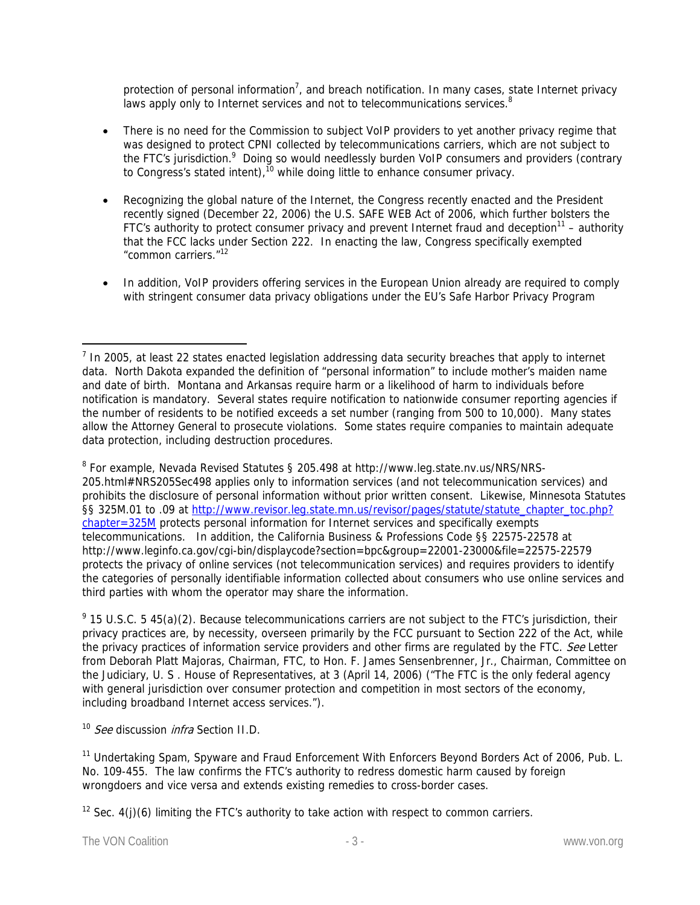protection of personal information[7], and breach notification. In many cases, state Internet privacy laws apply only to Internet services and not to telecommunications services.[8]

- There is no need for the Commission to subject VoIP providers to yet another privacy regime that was designed to protect CPNI collected by telecommunications carriers, which are not subject to the FTC's jurisdiction.[9] Doing so would needlessly burden VoIP consumers and providers (contrary to Congress's stated intent),[10] while doing little to enhance consumer privacy.

- Recognizing the global nature of the Internet, the Congress recently enacted and the President recently signed (December 22, 2006) the U.S. SAFE WEB Act of 2006, which further bolsters the FTC's authority to protect consumer privacy and prevent Internet fraud and deception[11] – authority that the FCC lacks under Section 222. In enacting the law, Congress specifically exempted "common carriers."[12]

- In addition, VoIP providers offering services in the European Union already are required to comply with stringent consumer data privacy obligations under the EU's Safe Harbor Privacy Program

---

[7] In 2005, at least 22 states enacted legislation addressing data security breaches that apply to internet data. North Dakota expanded the definition of "personal information" to include mother's maiden name and date of birth. Montana and Arkansas require harm or a likelihood of harm to individuals before notification is mandatory. Several states require notification to nationwide consumer reporting agencies if the number of residents to be notified exceeds a set number (ranging from 500 to 10,000). Many states allow the Attorney General to prosecute violations. Some states require companies to maintain adequate data protection, including destruction procedures.

[8] For example, Nevada Revised Statutes § 205.498 at http://www.leg.state.nv.us/NRS/NRS-205.html#NRS205Sec498 applies only to information services (and not telecommunication services) and prohibits the disclosure of personal information without prior written consent. Likewise, Minnesota Statutes §§ 325M.01 to .09 at [http://www.revisor.leg.state.mn.us/revisor/pages/statute/statute_chapter_toc.php?chapter=325M](http://www.revisor.leg.state.mn.us/revisor/pages/statute/statute_chapter_toc.php?chapter=325M) protects personal information for Internet services and specifically exempts telecommunications. In addition, the California Business & Professions Code §§ 22575-22578 at http://www.leginfo.ca.gov/cgi-bin/displaycode?section=bpc&group=22001-23000&file=22575-22579 protects the privacy of online services (not telecommunication services) and requires providers to identify the categories of personally identifiable information collected about consumers who use online services and third parties with whom the operator may share the information.

[9] 15 U.S.C. 5 45(a)(2). Because telecommunications carriers are not subject to the FTC's jurisdiction, their privacy practices are, by necessity, overseen primarily by the FCC pursuant to Section 222 of the Act, while the privacy practices of information service providers and other firms are regulated by the FTC. *See* Letter from Deborah Platt Majoras, Chairman, FTC, to Hon. F. James Sensenbrenner, Jr., Chairman, Committee on the Judiciary, U. S . House of Representatives, at 3 (April 14, 2006) ("The FTC is the only federal agency with general jurisdiction over consumer protection and competition in most sectors of the economy, including broadband Internet access services.").

[10] *See* discussion *infra* Section II.D.

[11] Undertaking Spam, Spyware and Fraud Enforcement With Enforcers Beyond Borders Act of 2006, Pub. L. No. 109-455. The law confirms the FTC's authority to redress domestic harm caused by foreign wrongdoers and vice versa and extends existing remedies to cross-border cases.

[12] Sec. 4(j)(6) limiting the FTC's authority to take action with respect to common carriers.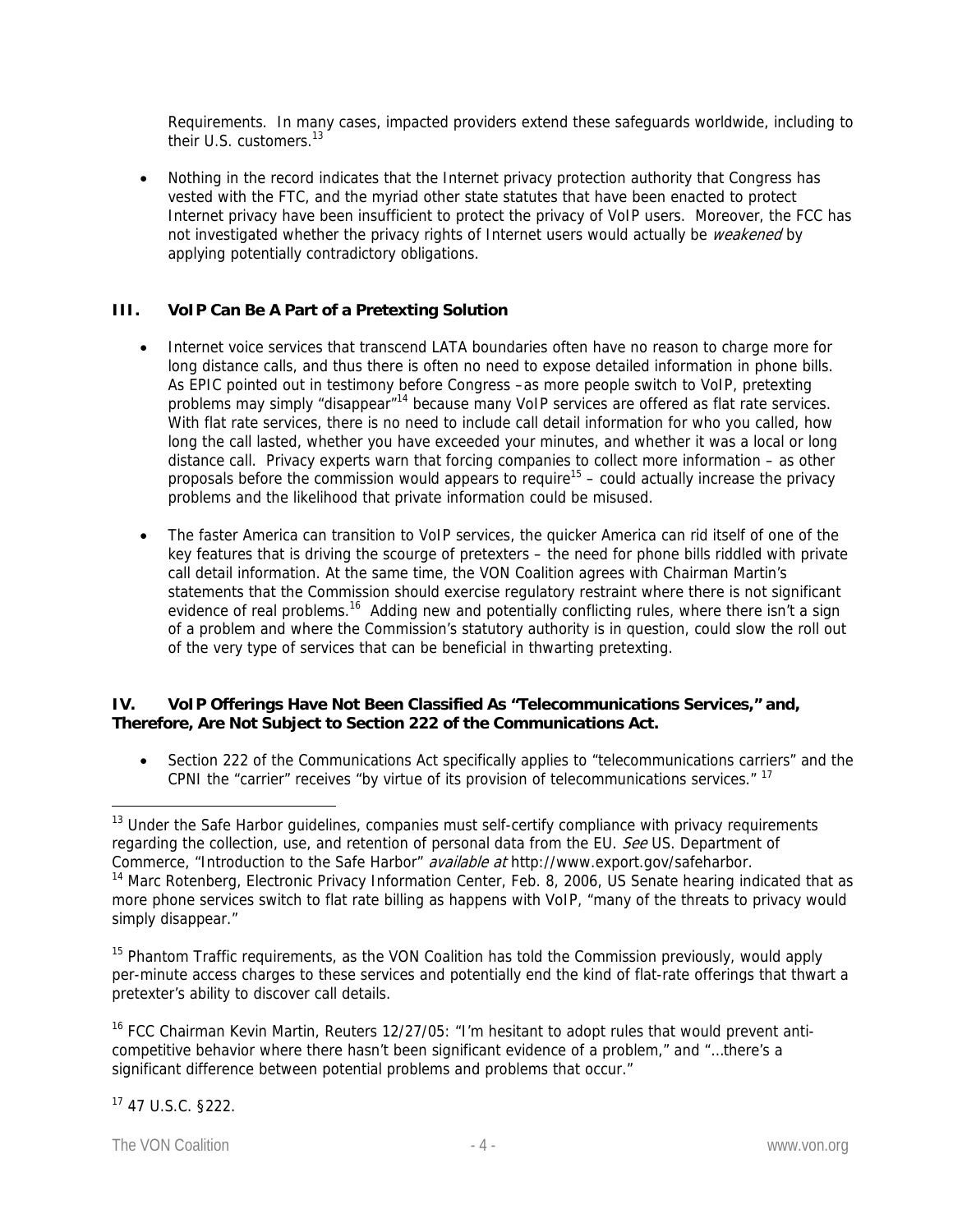Requirements. In many cases, impacted providers extend these safeguards worldwide, including to their U.S. customers.[13]

- Nothing in the record indicates that the Internet privacy protection authority that Congress has vested with the FTC, and the myriad other state statutes that have been enacted to protect Internet privacy have been insufficient to protect the privacy of VoIP users. Moreover, the FCC has not investigated whether the privacy rights of Internet users would actually be *weakened* by applying potentially contradictory obligations.

## III. VoIP Can Be A Part of a Pretexting Solution

- Internet voice services that transcend LATA boundaries often have no reason to charge more for long distance calls, and thus there is often no need to expose detailed information in phone bills. As EPIC pointed out in testimony before Congress –as more people switch to VoIP, pretexting problems may simply "disappear"[14] because many VoIP services are offered as flat rate services. With flat rate services, there is no need to include call detail information for who you called, how long the call lasted, whether you have exceeded your minutes, and whether it was a local or long distance call. Privacy experts warn that forcing companies to collect more information – as other proposals before the commission would appears to require[15] – could actually increase the privacy problems and the likelihood that private information could be misused.

- The faster America can transition to VoIP services, the quicker America can rid itself of one of the key features that is driving the scourge of pretexters – the need for phone bills riddled with private call detail information. At the same time, the VON Coalition agrees with Chairman Martin's statements that the Commission should exercise regulatory restraint where there is not significant evidence of real problems.[16] Adding new and potentially conflicting rules, where there isn't a sign of a problem and where the Commission's statutory authority is in question, could slow the roll out of the very type of services that can be beneficial in thwarting pretexting.

## IV. VoIP Offerings Have Not Been Classified As "Telecommunications Services," and, Therefore, Are Not Subject to Section 222 of the Communications Act.

- Section 222 of the Communications Act specifically applies to "telecommunications carriers" and the CPNI the "carrier" receives "by virtue of its provision of telecommunications services." [17]

---

[13] Under the Safe Harbor guidelines, companies must self-certify compliance with privacy requirements regarding the collection, use, and retention of personal data from the EU. *See* US. Department of Commerce, "Introduction to the Safe Harbor" *available at* http://www.export.gov/safeharbor.

[14] Marc Rotenberg, Electronic Privacy Information Center, Feb. 8, 2006, US Senate hearing indicated that as more phone services switch to flat rate billing as happens with VoIP, "many of the threats to privacy would simply disappear."

[15] Phantom Traffic requirements, as the VON Coalition has told the Commission previously, would apply per-minute access charges to these services and potentially end the kind of flat-rate offerings that thwart a pretexter's ability to discover call details.

[16] FCC Chairman Kevin Martin, Reuters 12/27/05: "I'm hesitant to adopt rules that would prevent anti-competitive behavior where there hasn't been significant evidence of a problem," and "…there's a significant difference between potential problems and problems that occur."

[17] 47 U.S.C. §222.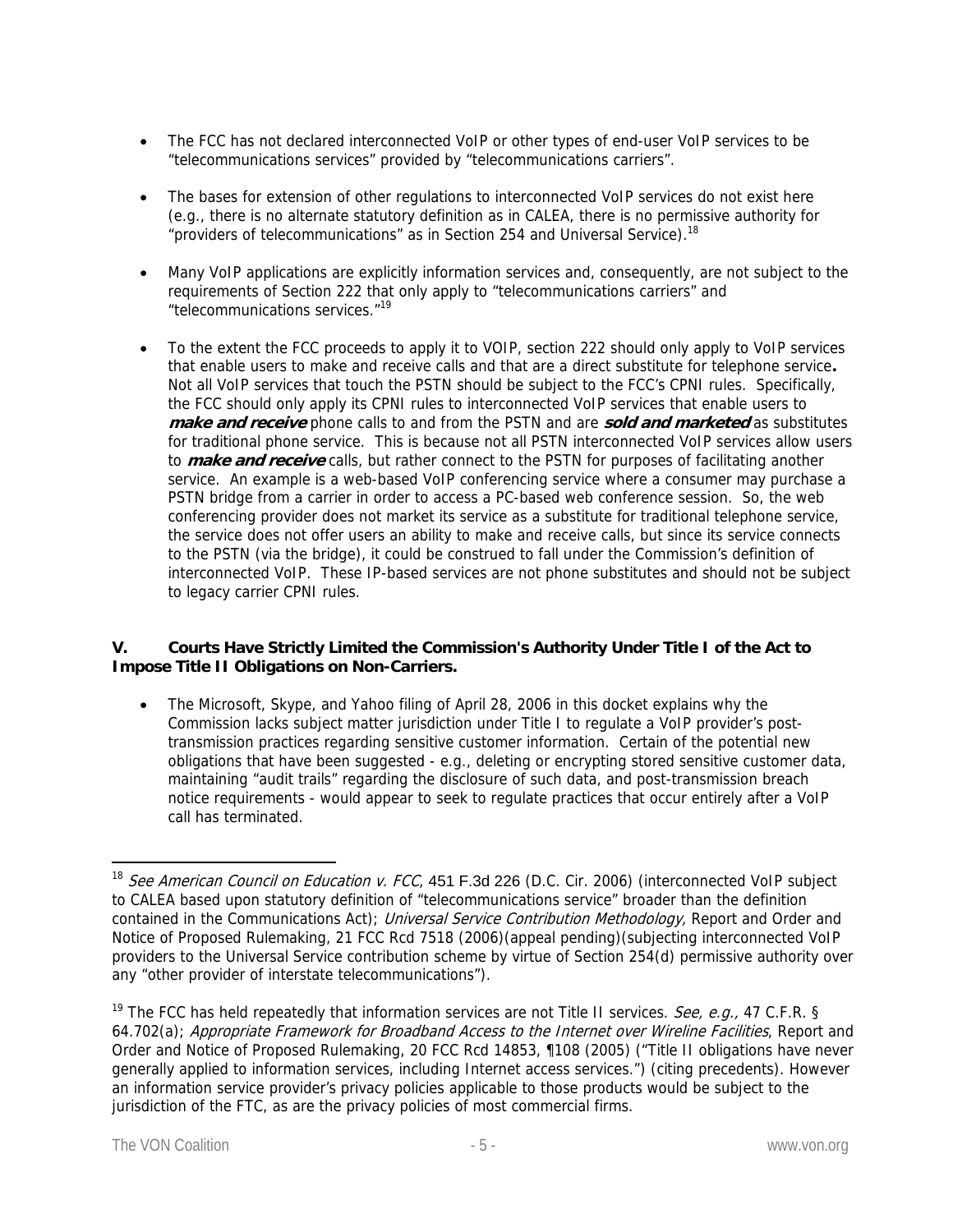- The FCC has not declared interconnected VoIP or other types of end-user VoIP services to be "telecommunications services" provided by "telecommunications carriers".

- The bases for extension of other regulations to interconnected VoIP services do not exist here (e.g., there is no alternate statutory definition as in CALEA, there is no permissive authority for "providers of telecommunications" as in Section 254 and Universal Service).[18]

- Many VoIP applications are explicitly information services and, consequently, are not subject to the requirements of Section 222 that only apply to "telecommunications carriers" and "telecommunications services."[19]

- To the extent the FCC proceeds to apply it to VOIP, section 222 should only apply to VoIP services that enable users to make and receive calls and that are a direct substitute for telephone service**.** Not all VoIP services that touch the PSTN should be subject to the FCC's CPNI rules. Specifically, the FCC should only apply its CPNI rules to interconnected VoIP services that enable users to ***make and receive*** phone calls to and from the PSTN and are ***sold and marketed*** as substitutes for traditional phone service. This is because not all PSTN interconnected VoIP services allow users to ***make and receive*** calls, but rather connect to the PSTN for purposes of facilitating another service. An example is a web-based VoIP conferencing service where a consumer may purchase a PSTN bridge from a carrier in order to access a PC-based web conference session. So, the web conferencing provider does not market its service as a substitute for traditional telephone service, the service does not offer users an ability to make and receive calls, but since its service connects to the PSTN (via the bridge), it could be construed to fall under the Commission's definition of interconnected VoIP. These IP-based services are not phone substitutes and should not be subject to legacy carrier CPNI rules.

## V. Courts Have Strictly Limited the Commission's Authority Under Title I of the Act to Impose Title II Obligations on Non-Carriers.

- The Microsoft, Skype, and Yahoo filing of April 28, 2006 in this docket explains why the Commission lacks subject matter jurisdiction under Title I to regulate a VoIP provider's post-transmission practices regarding sensitive customer information. Certain of the potential new obligations that have been suggested - e.g., deleting or encrypting stored sensitive customer data, maintaining "audit trails" regarding the disclosure of such data, and post-transmission breach notice requirements - would appear to seek to regulate practices that occur entirely after a VoIP call has terminated.

---

[18] *See American Council on Education v. FCC*, 451 F.3d 226 (D.C. Cir. 2006) (interconnected VoIP subject to CALEA based upon statutory definition of "telecommunications service" broader than the definition contained in the Communications Act); *Universal Service Contribution Methodology,* Report and Order and Notice of Proposed Rulemaking, 21 FCC Rcd 7518 (2006)(appeal pending)(subjecting interconnected VoIP providers to the Universal Service contribution scheme by virtue of Section 254(d) permissive authority over any "other provider of interstate telecommunications").

[19] The FCC has held repeatedly that information services are not Title II services. *See, e.g.,* 47 C.F.R. § 64.702(a); *Appropriate Framework for Broadband Access to the Internet over Wireline Facilities*, Report and Order and Notice of Proposed Rulemaking, 20 FCC Rcd 14853, ¶108 (2005) ("Title II obligations have never generally applied to information services, including Internet access services.") (citing precedents). However an information service provider's privacy policies applicable to those products would be subject to the jurisdiction of the FTC, as are the privacy policies of most commercial firms.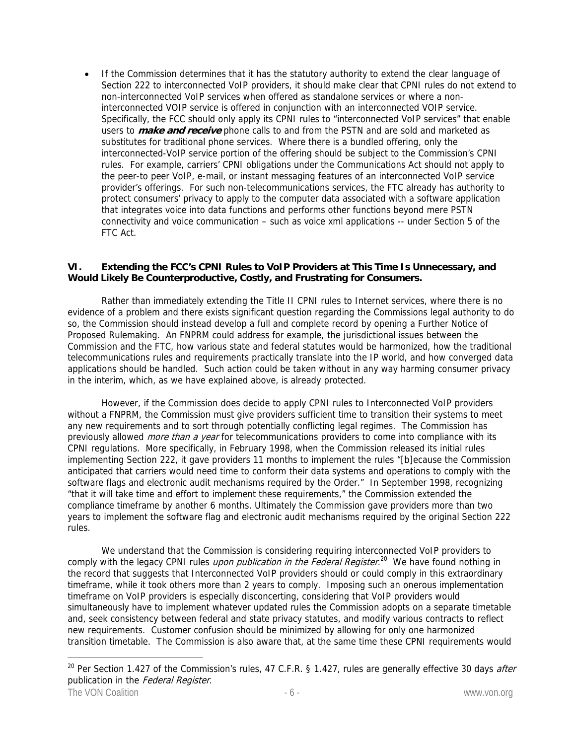- If the Commission determines that it has the statutory authority to extend the clear language of Section 222 to interconnected VoIP providers, it should make clear that CPNI rules do not extend to non-interconnected VoIP services when offered as standalone services or where a non-interconnected VOIP service is offered in conjunction with an interconnected VOIP service. Specifically, the FCC should only apply its CPNI rules to "interconnected VoIP services" that enable users to ***make and receive*** phone calls to and from the PSTN and are sold and marketed as substitutes for traditional phone services. Where there is a bundled offering, only the interconnected-VoIP service portion of the offering should be subject to the Commission's CPNI rules. For example, carriers' CPNI obligations under the Communications Act should not apply to the peer-to peer VoIP, e-mail, or instant messaging features of an interconnected VoIP service provider's offerings. For such non-telecommunications services, the FTC already has authority to protect consumers' privacy to apply to the computer data associated with a software application that integrates voice into data functions and performs other functions beyond mere PSTN connectivity and voice communication – such as voice xml applications -- under Section 5 of the FTC Act.

## VI. Extending the FCC's CPNI Rules to VoIP Providers at This Time Is Unnecessary, and Would Likely Be Counterproductive, Costly, and Frustrating for Consumers.

Rather than immediately extending the Title II CPNI rules to Internet services, where there is no evidence of a problem and there exists significant question regarding the Commissions legal authority to do so, the Commission should instead develop a full and complete record by opening a Further Notice of Proposed Rulemaking. An FNPRM could address for example, the jurisdictional issues between the Commission and the FTC, how various state and federal statutes would be harmonized, how the traditional telecommunications rules and requirements practically translate into the IP world, and how converged data applications should be handled. Such action could be taken without in any way harming consumer privacy in the interim, which, as we have explained above, is already protected.

However, if the Commission does decide to apply CPNI rules to Interconnected VoIP providers without a FNPRM, the Commission must give providers sufficient time to transition their systems to meet any new requirements and to sort through potentially conflicting legal regimes. The Commission has previously allowed *more than a year* for telecommunications providers to come into compliance with its CPNI regulations. More specifically, in February 1998, when the Commission released its initial rules implementing Section 222, it gave providers 11 months to implement the rules "[b]ecause the Commission anticipated that carriers would need time to conform their data systems and operations to comply with the software flags and electronic audit mechanisms required by the Order." In September 1998, recognizing "that it will take time and effort to implement these requirements," the Commission extended the compliance timeframe by another 6 months. Ultimately the Commission gave providers more than two years to implement the software flag and electronic audit mechanisms required by the original Section 222 rules.

We understand that the Commission is considering requiring interconnected VoIP providers to comply with the legacy CPNI rules *upon publication in the Federal Register*.[20] We have found nothing in the record that suggests that Interconnected VoIP providers should or could comply in this extraordinary timeframe, while it took others more than 2 years to comply. Imposing such an onerous implementation timeframe on VoIP providers is especially disconcerting, considering that VoIP providers would simultaneously have to implement whatever updated rules the Commission adopts on a separate timetable and, seek consistency between federal and state privacy statutes, and modify various contracts to reflect new requirements. Customer confusion should be minimized by allowing for only one harmonized transition timetable. The Commission is also aware that, at the same time these CPNI requirements would

---

[20] Per Section 1.427 of the Commission's rules, 47 C.F.R. § 1.427, rules are generally effective 30 days *after* publication in the *Federal Register*.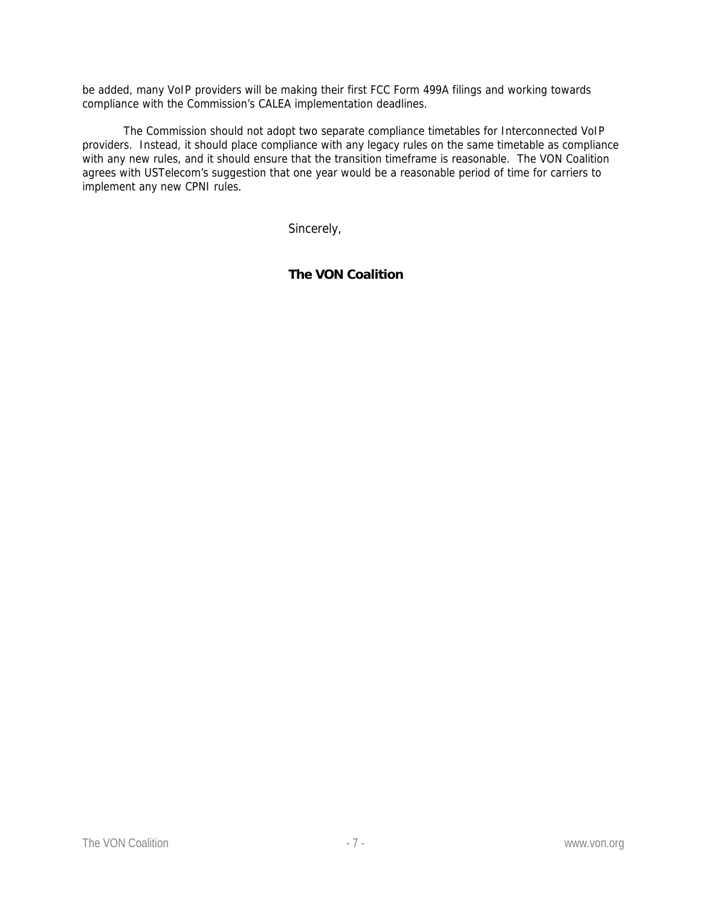be added, many VoIP providers will be making their first FCC Form 499A filings and working towards compliance with the Commission's CALEA implementation deadlines.

The Commission should not adopt two separate compliance timetables for Interconnected VoIP providers. Instead, it should place compliance with any legacy rules on the same timetable as compliance with any new rules, and it should ensure that the transition timeframe is reasonable. The VON Coalition agrees with USTelecom's suggestion that one year would be a reasonable period of time for carriers to implement any new CPNI rules.

Sincerely,

**The VON Coalition**